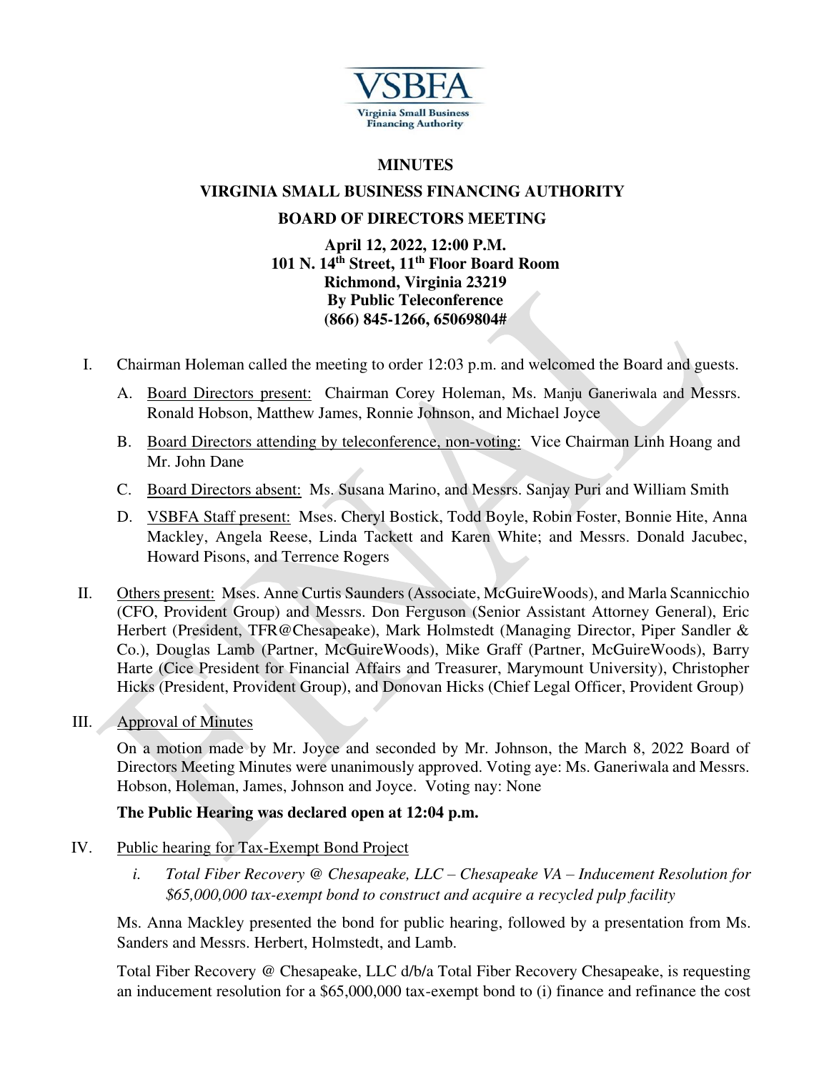VSBFA
Virginia Small Business Financing Authority

# MINUTES

## VIRGINIA SMALL BUSINESS FINANCING AUTHORITY

## BOARD OF DIRECTORS MEETING

**April 12, 2022, 12:00 P.M.**
**101 N. 14th Street, 11th Floor Board Room**
**Richmond, Virginia 23219**
**By Public Teleconference**
**(866) 845-1266, 65069804#**

I. Chairman Holeman called the meeting to order 12:03 p.m. and welcomed the Board and guests.

   A. Board Directors present: Chairman Corey Holeman, Ms. Manju Ganeriwala and Messrs. Ronald Hobson, Matthew James, Ronnie Johnson, and Michael Joyce

   B. Board Directors attending by teleconference, non-voting: Vice Chairman Linh Hoang and Mr. John Dane

   C. Board Directors absent: Ms. Susana Marino, and Messrs. Sanjay Puri and William Smith

   D. VSBFA Staff present: Mses. Cheryl Bostick, Todd Boyle, Robin Foster, Bonnie Hite, Anna Mackley, Angela Reese, Linda Tackett and Karen White; and Messrs. Donald Jacubec, Howard Pisons, and Terrence Rogers

II. Others present: Mses. Anne Curtis Saunders (Associate, McGuireWoods), and Marla Scannicchio (CFO, Provident Group) and Messrs. Don Ferguson (Senior Assistant Attorney General), Eric Herbert (President, TFR@Chesapeake), Mark Holmstedt (Managing Director, Piper Sandler & Co.), Douglas Lamb (Partner, McGuireWoods), Mike Graff (Partner, McGuireWoods), Barry Harte (Cice President for Financial Affairs and Treasurer, Marymount University), Christopher Hicks (President, Provident Group), and Donovan Hicks (Chief Legal Officer, Provident Group)

III. Approval of Minutes

On a motion made by Mr. Joyce and seconded by Mr. Johnson, the March 8, 2022 Board of Directors Meeting Minutes were unanimously approved. Voting aye: Ms. Ganeriwala and Messrs. Hobson, Holeman, James, Johnson and Joyce. Voting nay: None

**The Public Hearing was declared open at 12:04 p.m.**

IV. Public hearing for Tax-Exempt Bond Project

   *i. Total Fiber Recovery @ Chesapeake, LLC – Chesapeake VA – Inducement Resolution for $65,000,000 tax-exempt bond to construct and acquire a recycled pulp facility*

Ms. Anna Mackley presented the bond for public hearing, followed by a presentation from Ms. Sanders and Messrs. Herbert, Holmstedt, and Lamb.

Total Fiber Recovery @ Chesapeake, LLC d/b/a Total Fiber Recovery Chesapeake, is requesting an inducement resolution for a $65,000,000 tax-exempt bond to (i) finance and refinance the cost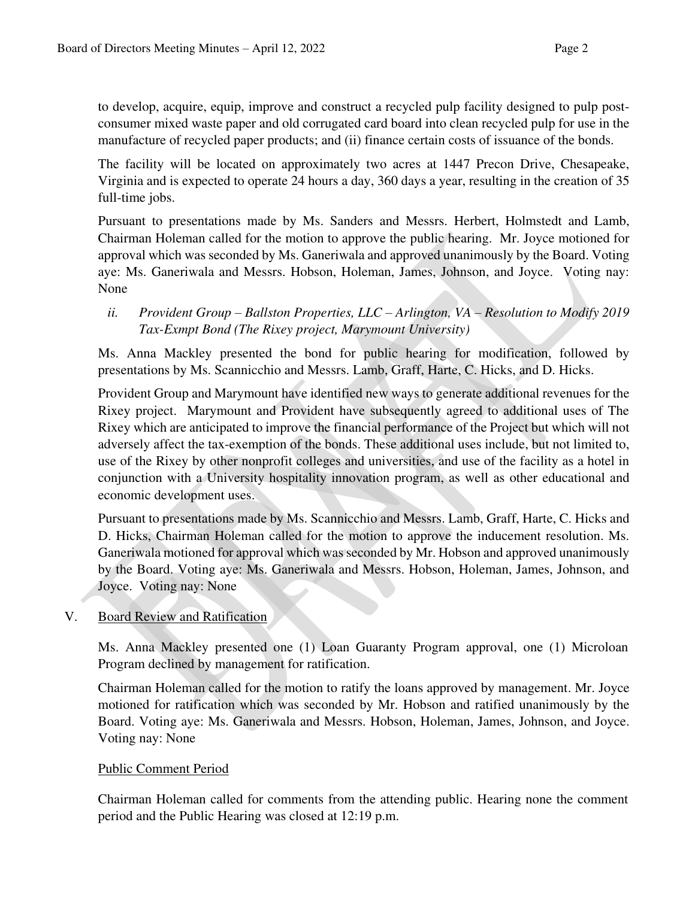to develop, acquire, equip, improve and construct a recycled pulp facility designed to pulp post-consumer mixed waste paper and old corrugated card board into clean recycled pulp for use in the manufacture of recycled paper products; and (ii) finance certain costs of issuance of the bonds.

The facility will be located on approximately two acres at 1447 Precon Drive, Chesapeake, Virginia and is expected to operate 24 hours a day, 360 days a year, resulting in the creation of 35 full-time jobs.

Pursuant to presentations made by Ms. Sanders and Messrs. Herbert, Holmstedt and Lamb, Chairman Holeman called for the motion to approve the public hearing. Mr. Joyce motioned for approval which was seconded by Ms. Ganeriwala and approved unanimously by the Board. Voting aye: Ms. Ganeriwala and Messrs. Hobson, Holeman, James, Johnson, and Joyce. Voting nay: None

*ii. Provident Group – Ballston Properties, LLC – Arlington, VA – Resolution to Modify 2019 Tax-Exmpt Bond (The Rixey project, Marymount University)*

Ms. Anna Mackley presented the bond for public hearing for modification, followed by presentations by Ms. Scannicchio and Messrs. Lamb, Graff, Harte, C. Hicks, and D. Hicks.

Provident Group and Marymount have identified new ways to generate additional revenues for the Rixey project. Marymount and Provident have subsequently agreed to additional uses of The Rixey which are anticipated to improve the financial performance of the Project but which will not adversely affect the tax-exemption of the bonds. These additional uses include, but not limited to, use of the Rixey by other nonprofit colleges and universities, and use of the facility as a hotel in conjunction with a University hospitality innovation program, as well as other educational and economic development uses.

Pursuant to presentations made by Ms. Scannicchio and Messrs. Lamb, Graff, Harte, C. Hicks and D. Hicks, Chairman Holeman called for the motion to approve the inducement resolution. Ms. Ganeriwala motioned for approval which was seconded by Mr. Hobson and approved unanimously by the Board. Voting aye: Ms. Ganeriwala and Messrs. Hobson, Holeman, James, Johnson, and Joyce. Voting nay: None

V. Board Review and Ratification

Ms. Anna Mackley presented one (1) Loan Guaranty Program approval, one (1) Microloan Program declined by management for ratification.

Chairman Holeman called for the motion to ratify the loans approved by management. Mr. Joyce motioned for ratification which was seconded by Mr. Hobson and ratified unanimously by the Board. Voting aye: Ms. Ganeriwala and Messrs. Hobson, Holeman, James, Johnson, and Joyce. Voting nay: None

Public Comment Period

Chairman Holeman called for comments from the attending public. Hearing none the comment period and the Public Hearing was closed at 12:19 p.m.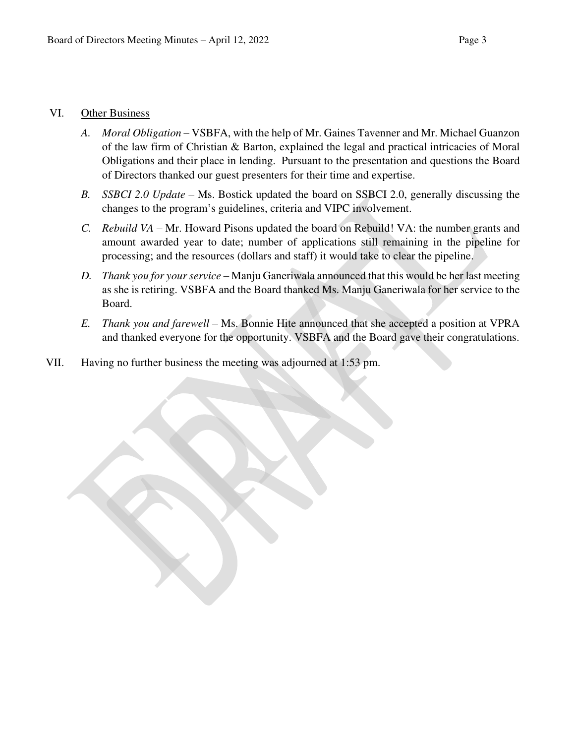VI. Other Business

A. *Moral Obligation* – VSBFA, with the help of Mr. Gaines Tavenner and Mr. Michael Guanzon of the law firm of Christian & Barton, explained the legal and practical intricacies of Moral Obligations and their place in lending. Pursuant to the presentation and questions the Board of Directors thanked our guest presenters for their time and expertise.

B. *SSBCI 2.0 Update* – Ms. Bostick updated the board on SSBCI 2.0, generally discussing the changes to the program's guidelines, criteria and VIPC involvement.

C. *Rebuild VA* – Mr. Howard Pisons updated the board on Rebuild! VA: the number grants and amount awarded year to date; number of applications still remaining in the pipeline for processing; and the resources (dollars and staff) it would take to clear the pipeline.

D. *Thank you for your service* – Manju Ganeriwala announced that this would be her last meeting as she is retiring. VSBFA and the Board thanked Ms. Manju Ganeriwala for her service to the Board.

E. *Thank you and farewell* – Ms. Bonnie Hite announced that she accepted a position at VPRA and thanked everyone for the opportunity. VSBFA and the Board gave their congratulations.

VII. Having no further business the meeting was adjourned at 1:53 pm.